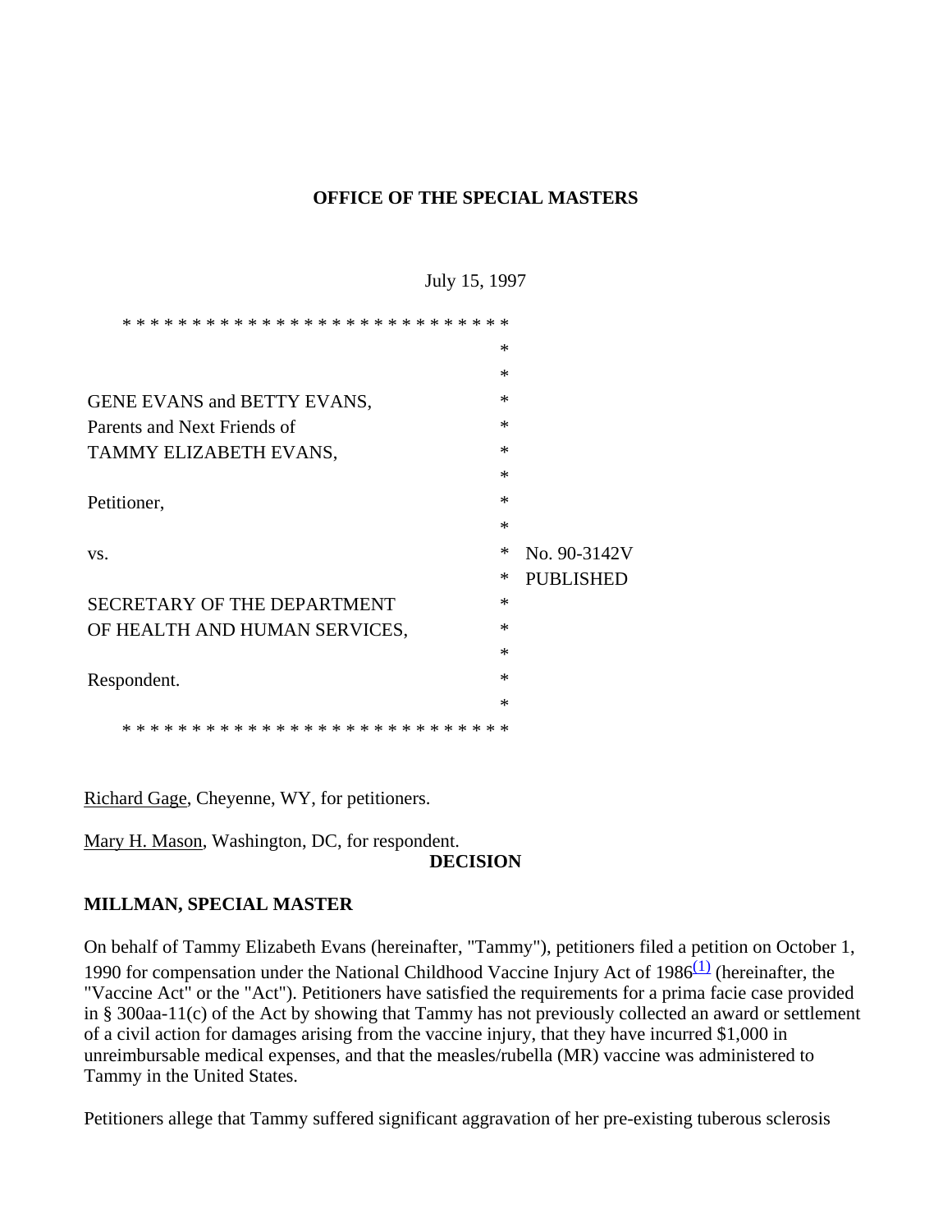**OFFICE OF THE SPECIAL MASTERS**

July 15, 1997

| | | |
|---|---|---|
| GENE EVANS and BETTY EVANS, Parents and Next Friends of TAMMY ELIZABETH EVANS, | * | |
| Petitioner, | * | |
| vs. | * | No. 90-3142V |
| | * | PUBLISHED |
| SECRETARY OF THE DEPARTMENT OF HEALTH AND HUMAN SERVICES, | * | |
| Respondent. | * | |

Richard Gage, Cheyenne, WY, for petitioners.

Mary H. Mason, Washington, DC, for respondent.

**DECISION**

**MILLMAN, SPECIAL MASTER**

On behalf of Tammy Elizabeth Evans (hereinafter, "Tammy"), petitioners filed a petition on October 1, 1990 for compensation under the National Childhood Vaccine Injury Act of 1986[(1)] (hereinafter, the "Vaccine Act" or the "Act"). Petitioners have satisfied the requirements for a prima facie case provided in § 300aa-11(c) of the Act by showing that Tammy has not previously collected an award or settlement of a civil action for damages arising from the vaccine injury, that they have incurred $1,000 in unreimbursable medical expenses, and that the measles/rubella (MR) vaccine was administered to Tammy in the United States.

Petitioners allege that Tammy suffered significant aggravation of her pre-existing tuberous sclerosis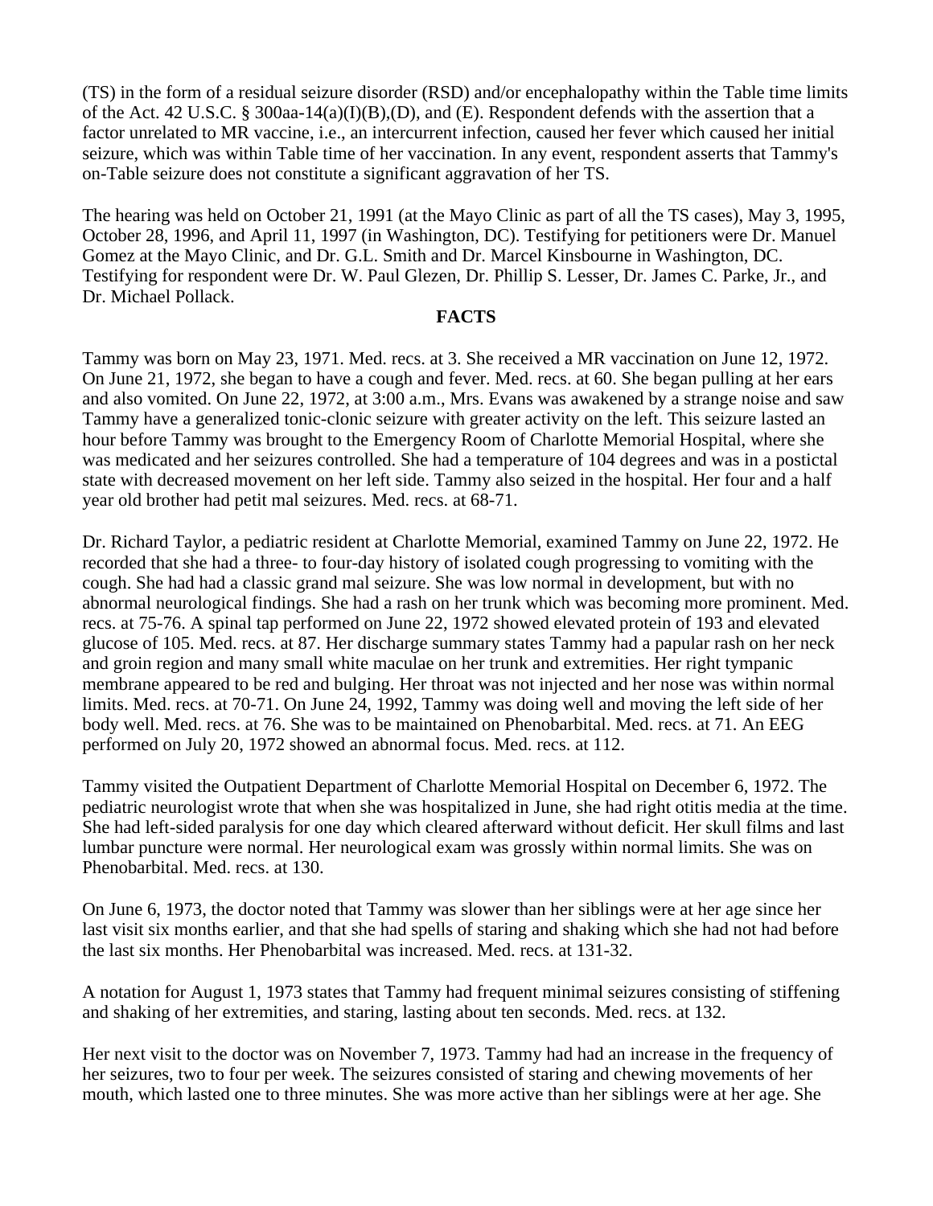(TS) in the form of a residual seizure disorder (RSD) and/or encephalopathy within the Table time limits of the Act. 42 U.S.C. § 300aa-14(a)(I)(B),(D), and (E). Respondent defends with the assertion that a factor unrelated to MR vaccine, i.e., an intercurrent infection, caused her fever which caused her initial seizure, which was within Table time of her vaccination. In any event, respondent asserts that Tammy's on-Table seizure does not constitute a significant aggravation of her TS.

The hearing was held on October 21, 1991 (at the Mayo Clinic as part of all the TS cases), May 3, 1995, October 28, 1996, and April 11, 1997 (in Washington, DC). Testifying for petitioners were Dr. Manuel Gomez at the Mayo Clinic, and Dr. G.L. Smith and Dr. Marcel Kinsbourne in Washington, DC. Testifying for respondent were Dr. W. Paul Glezen, Dr. Phillip S. Lesser, Dr. James C. Parke, Jr., and Dr. Michael Pollack.

## FACTS

Tammy was born on May 23, 1971. Med. recs. at 3. She received a MR vaccination on June 12, 1972. On June 21, 1972, she began to have a cough and fever. Med. recs. at 60. She began pulling at her ears and also vomited. On June 22, 1972, at 3:00 a.m., Mrs. Evans was awakened by a strange noise and saw Tammy have a generalized tonic-clonic seizure with greater activity on the left. This seizure lasted an hour before Tammy was brought to the Emergency Room of Charlotte Memorial Hospital, where she was medicated and her seizures controlled. She had a temperature of 104 degrees and was in a postictal state with decreased movement on her left side. Tammy also seized in the hospital. Her four and a half year old brother had petit mal seizures. Med. recs. at 68-71.

Dr. Richard Taylor, a pediatric resident at Charlotte Memorial, examined Tammy on June 22, 1972. He recorded that she had a three- to four-day history of isolated cough progressing to vomiting with the cough. She had had a classic grand mal seizure. She was low normal in development, but with no abnormal neurological findings. She had a rash on her trunk which was becoming more prominent. Med. recs. at 75-76. A spinal tap performed on June 22, 1972 showed elevated protein of 193 and elevated glucose of 105. Med. recs. at 87. Her discharge summary states Tammy had a papular rash on her neck and groin region and many small white maculae on her trunk and extremities. Her right tympanic membrane appeared to be red and bulging. Her throat was not injected and her nose was within normal limits. Med. recs. at 70-71. On June 24, 1992, Tammy was doing well and moving the left side of her body well. Med. recs. at 76. She was to be maintained on Phenobarbital. Med. recs. at 71. An EEG performed on July 20, 1972 showed an abnormal focus. Med. recs. at 112.

Tammy visited the Outpatient Department of Charlotte Memorial Hospital on December 6, 1972. The pediatric neurologist wrote that when she was hospitalized in June, she had right otitis media at the time. She had left-sided paralysis for one day which cleared afterward without deficit. Her skull films and last lumbar puncture were normal. Her neurological exam was grossly within normal limits. She was on Phenobarbital. Med. recs. at 130.

On June 6, 1973, the doctor noted that Tammy was slower than her siblings were at her age since her last visit six months earlier, and that she had spells of staring and shaking which she had not had before the last six months. Her Phenobarbital was increased. Med. recs. at 131-32.

A notation for August 1, 1973 states that Tammy had frequent minimal seizures consisting of stiffening and shaking of her extremities, and staring, lasting about ten seconds. Med. recs. at 132.

Her next visit to the doctor was on November 7, 1973. Tammy had had an increase in the frequency of her seizures, two to four per week. The seizures consisted of staring and chewing movements of her mouth, which lasted one to three minutes. She was more active than her siblings were at her age. She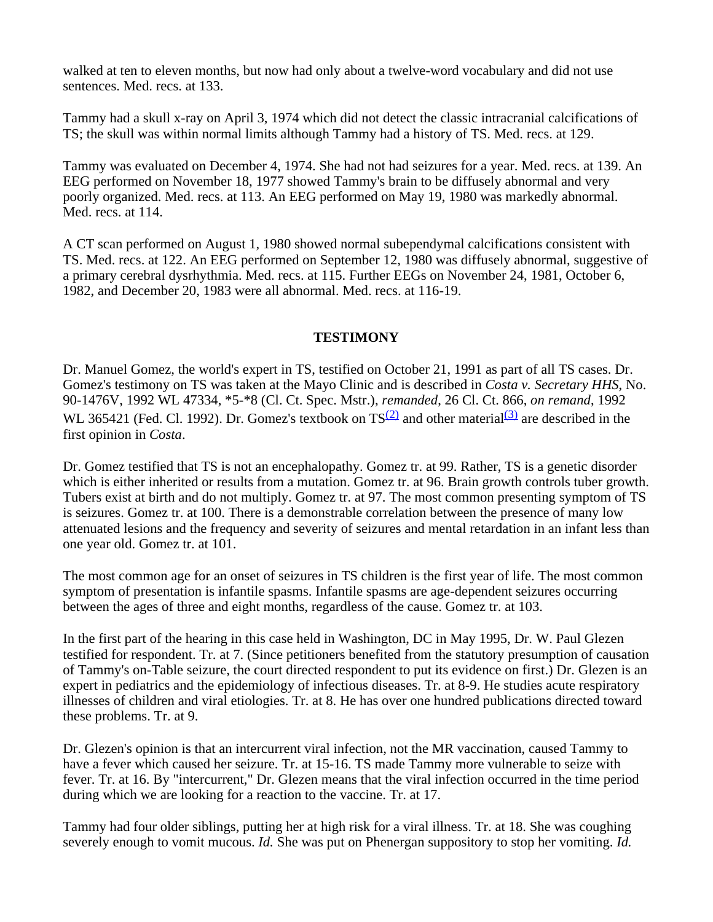walked at ten to eleven months, but now had only about a twelve-word vocabulary and did not use sentences. Med. recs. at 133.

Tammy had a skull x-ray on April 3, 1974 which did not detect the classic intracranial calcifications of TS; the skull was within normal limits although Tammy had a history of TS. Med. recs. at 129.

Tammy was evaluated on December 4, 1974. She had not had seizures for a year. Med. recs. at 139. An EEG performed on November 18, 1977 showed Tammy's brain to be diffusely abnormal and very poorly organized. Med. recs. at 113. An EEG performed on May 19, 1980 was markedly abnormal. Med. recs. at 114.

A CT scan performed on August 1, 1980 showed normal subependymal calcifications consistent with TS. Med. recs. at 122. An EEG performed on September 12, 1980 was diffusely abnormal, suggestive of a primary cerebral dysrhythmia. Med. recs. at 115. Further EEGs on November 24, 1981, October 6, 1982, and December 20, 1983 were all abnormal. Med. recs. at 116-19.

## TESTIMONY

Dr. Manuel Gomez, the world's expert in TS, testified on October 21, 1991 as part of all TS cases. Dr. Gomez's testimony on TS was taken at the Mayo Clinic and is described in *Costa v. Secretary HHS*, No. 90-1476V, 1992 WL 47334, *5-*8 (Cl. Ct. Spec. Mstr.), *remanded*, 26 Cl. Ct. 866, *on remand*, 1992 WL 365421 (Fed. Cl. 1992). Dr. Gomez's textbook on TS[(2)] and other material[(3)] are described in the first opinion in *Costa*.

Dr. Gomez testified that TS is not an encephalopathy. Gomez tr. at 99. Rather, TS is a genetic disorder which is either inherited or results from a mutation. Gomez tr. at 96. Brain growth controls tuber growth. Tubers exist at birth and do not multiply. Gomez tr. at 97. The most common presenting symptom of TS is seizures. Gomez tr. at 100. There is a demonstrable correlation between the presence of many low attenuated lesions and the frequency and severity of seizures and mental retardation in an infant less than one year old. Gomez tr. at 101.

The most common age for an onset of seizures in TS children is the first year of life. The most common symptom of presentation is infantile spasms. Infantile spasms are age-dependent seizures occurring between the ages of three and eight months, regardless of the cause. Gomez tr. at 103.

In the first part of the hearing in this case held in Washington, DC in May 1995, Dr. W. Paul Glezen testified for respondent. Tr. at 7. (Since petitioners benefited from the statutory presumption of causation of Tammy's on-Table seizure, the court directed respondent to put its evidence on first.) Dr. Glezen is an expert in pediatrics and the epidemiology of infectious diseases. Tr. at 8-9. He studies acute respiratory illnesses of children and viral etiologies. Tr. at 8. He has over one hundred publications directed toward these problems. Tr. at 9.

Dr. Glezen's opinion is that an intercurrent viral infection, not the MR vaccination, caused Tammy to have a fever which caused her seizure. Tr. at 15-16. TS made Tammy more vulnerable to seize with fever. Tr. at 16. By "intercurrent," Dr. Glezen means that the viral infection occurred in the time period during which we are looking for a reaction to the vaccine. Tr. at 17.

Tammy had four older siblings, putting her at high risk for a viral illness. Tr. at 18. She was coughing severely enough to vomit mucous. *Id.* She was put on Phenergan suppository to stop her vomiting. *Id.*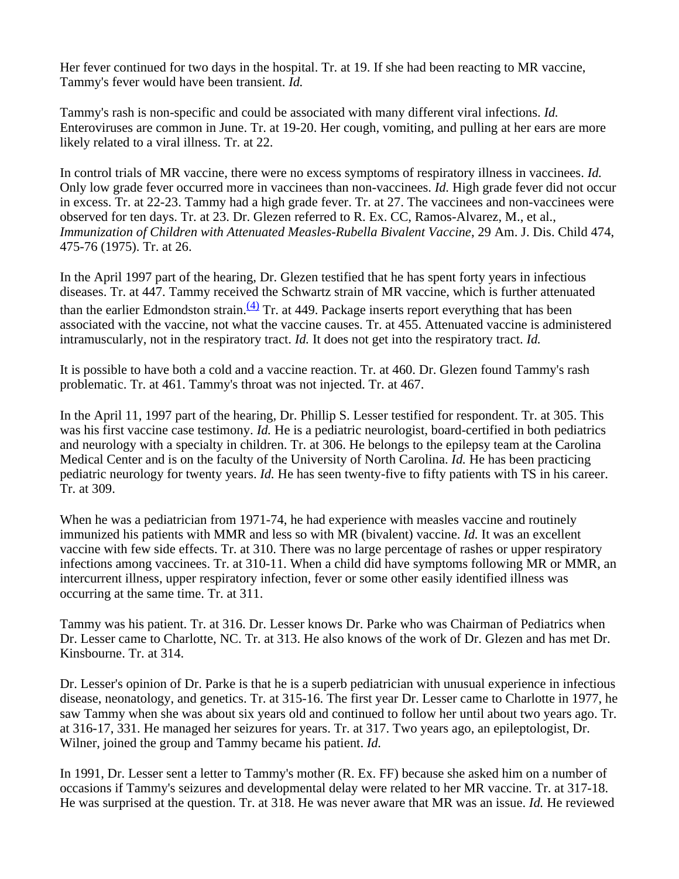Her fever continued for two days in the hospital. Tr. at 19. If she had been reacting to MR vaccine, Tammy's fever would have been transient. *Id.*

Tammy's rash is non-specific and could be associated with many different viral infections. *Id.* Enteroviruses are common in June. Tr. at 19-20. Her cough, vomiting, and pulling at her ears are more likely related to a viral illness. Tr. at 22.

In control trials of MR vaccine, there were no excess symptoms of respiratory illness in vaccinees. *Id.* Only low grade fever occurred more in vaccinees than non-vaccinees. *Id.* High grade fever did not occur in excess. Tr. at 22-23. Tammy had a high grade fever. Tr. at 27. The vaccinees and non-vaccinees were observed for ten days. Tr. at 23. Dr. Glezen referred to R. Ex. CC, Ramos-Alvarez, M., et al., *Immunization of Children with Attenuated Measles-Rubella Bivalent Vaccine*, 29 Am. J. Dis. Child 474, 475-76 (1975). Tr. at 26.

In the April 1997 part of the hearing, Dr. Glezen testified that he has spent forty years in infectious diseases. Tr. at 447. Tammy received the Schwartz strain of MR vaccine, which is further attenuated than the earlier Edmondston strain.[(4)] Tr. at 449. Package inserts report everything that has been associated with the vaccine, not what the vaccine causes. Tr. at 455. Attenuated vaccine is administered intramuscularly, not in the respiratory tract. *Id.* It does not get into the respiratory tract. *Id.*

It is possible to have both a cold and a vaccine reaction. Tr. at 460. Dr. Glezen found Tammy's rash problematic. Tr. at 461. Tammy's throat was not injected. Tr. at 467.

In the April 11, 1997 part of the hearing, Dr. Phillip S. Lesser testified for respondent. Tr. at 305. This was his first vaccine case testimony. *Id.* He is a pediatric neurologist, board-certified in both pediatrics and neurology with a specialty in children. Tr. at 306. He belongs to the epilepsy team at the Carolina Medical Center and is on the faculty of the University of North Carolina. *Id.* He has been practicing pediatric neurology for twenty years. *Id.* He has seen twenty-five to fifty patients with TS in his career. Tr. at 309.

When he was a pediatrician from 1971-74, he had experience with measles vaccine and routinely immunized his patients with MMR and less so with MR (bivalent) vaccine. *Id.* It was an excellent vaccine with few side effects. Tr. at 310. There was no large percentage of rashes or upper respiratory infections among vaccinees. Tr. at 310-11. When a child did have symptoms following MR or MMR, an intercurrent illness, upper respiratory infection, fever or some other easily identified illness was occurring at the same time. Tr. at 311.

Tammy was his patient. Tr. at 316. Dr. Lesser knows Dr. Parke who was Chairman of Pediatrics when Dr. Lesser came to Charlotte, NC. Tr. at 313. He also knows of the work of Dr. Glezen and has met Dr. Kinsbourne. Tr. at 314.

Dr. Lesser's opinion of Dr. Parke is that he is a superb pediatrician with unusual experience in infectious disease, neonatology, and genetics. Tr. at 315-16. The first year Dr. Lesser came to Charlotte in 1977, he saw Tammy when she was about six years old and continued to follow her until about two years ago. Tr. at 316-17, 331. He managed her seizures for years. Tr. at 317. Two years ago, an epileptologist, Dr. Wilner, joined the group and Tammy became his patient. *Id.*

In 1991, Dr. Lesser sent a letter to Tammy's mother (R. Ex. FF) because she asked him on a number of occasions if Tammy's seizures and developmental delay were related to her MR vaccine. Tr. at 317-18. He was surprised at the question. Tr. at 318. He was never aware that MR was an issue. *Id.* He reviewed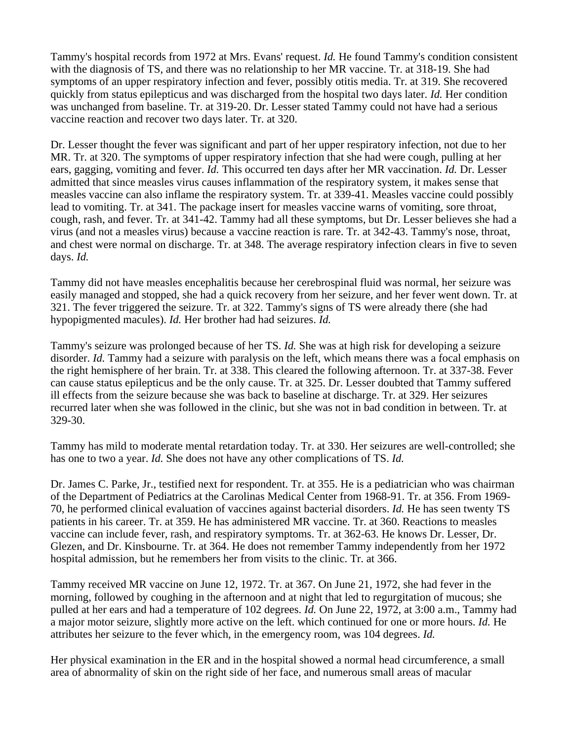Tammy's hospital records from 1972 at Mrs. Evans' request. *Id.* He found Tammy's condition consistent with the diagnosis of TS, and there was no relationship to her MR vaccine. Tr. at 318-19. She had symptoms of an upper respiratory infection and fever, possibly otitis media. Tr. at 319. She recovered quickly from status epilepticus and was discharged from the hospital two days later. *Id.* Her condition was unchanged from baseline. Tr. at 319-20. Dr. Lesser stated Tammy could not have had a serious vaccine reaction and recover two days later. Tr. at 320.

Dr. Lesser thought the fever was significant and part of her upper respiratory infection, not due to her MR. Tr. at 320. The symptoms of upper respiratory infection that she had were cough, pulling at her ears, gagging, vomiting and fever. *Id.* This occurred ten days after her MR vaccination. *Id.* Dr. Lesser admitted that since measles virus causes inflammation of the respiratory system, it makes sense that measles vaccine can also inflame the respiratory system. Tr. at 339-41. Measles vaccine could possibly lead to vomiting. Tr. at 341. The package insert for measles vaccine warns of vomiting, sore throat, cough, rash, and fever. Tr. at 341-42. Tammy had all these symptoms, but Dr. Lesser believes she had a virus (and not a measles virus) because a vaccine reaction is rare. Tr. at 342-43. Tammy's nose, throat, and chest were normal on discharge. Tr. at 348. The average respiratory infection clears in five to seven days. *Id.*

Tammy did not have measles encephalitis because her cerebrospinal fluid was normal, her seizure was easily managed and stopped, she had a quick recovery from her seizure, and her fever went down. Tr. at 321. The fever triggered the seizure. Tr. at 322. Tammy's signs of TS were already there (she had hypopigmented macules). *Id.* Her brother had had seizures. *Id.*

Tammy's seizure was prolonged because of her TS. *Id.* She was at high risk for developing a seizure disorder. *Id.* Tammy had a seizure with paralysis on the left, which means there was a focal emphasis on the right hemisphere of her brain. Tr. at 338. This cleared the following afternoon. Tr. at 337-38. Fever can cause status epilepticus and be the only cause. Tr. at 325. Dr. Lesser doubted that Tammy suffered ill effects from the seizure because she was back to baseline at discharge. Tr. at 329. Her seizures recurred later when she was followed in the clinic, but she was not in bad condition in between. Tr. at 329-30.

Tammy has mild to moderate mental retardation today. Tr. at 330. Her seizures are well-controlled; she has one to two a year. *Id.* She does not have any other complications of TS. *Id.*

Dr. James C. Parke, Jr., testified next for respondent. Tr. at 355. He is a pediatrician who was chairman of the Department of Pediatrics at the Carolinas Medical Center from 1968-91. Tr. at 356. From 1969-70, he performed clinical evaluation of vaccines against bacterial disorders. *Id.* He has seen twenty TS patients in his career. Tr. at 359. He has administered MR vaccine. Tr. at 360. Reactions to measles vaccine can include fever, rash, and respiratory symptoms. Tr. at 362-63. He knows Dr. Lesser, Dr. Glezen, and Dr. Kinsbourne. Tr. at 364. He does not remember Tammy independently from her 1972 hospital admission, but he remembers her from visits to the clinic. Tr. at 366.

Tammy received MR vaccine on June 12, 1972. Tr. at 367. On June 21, 1972, she had fever in the morning, followed by coughing in the afternoon and at night that led to regurgitation of mucous; she pulled at her ears and had a temperature of 102 degrees. *Id.* On June 22, 1972, at 3:00 a.m., Tammy had a major motor seizure, slightly more active on the left. which continued for one or more hours. *Id.* He attributes her seizure to the fever which, in the emergency room, was 104 degrees. *Id.*

Her physical examination in the ER and in the hospital showed a normal head circumference, a small area of abnormality of skin on the right side of her face, and numerous small areas of macular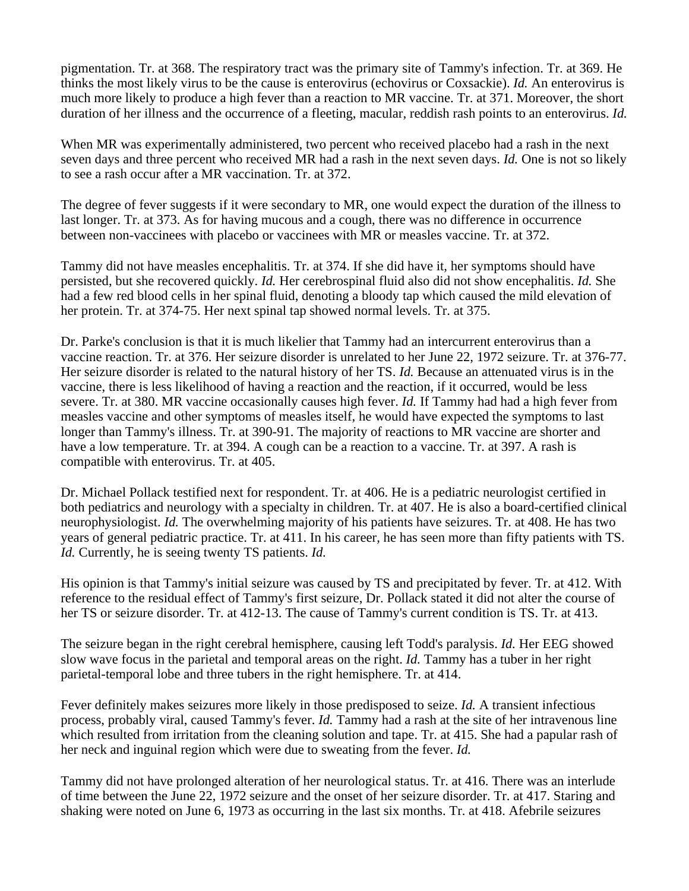pigmentation. Tr. at 368. The respiratory tract was the primary site of Tammy's infection. Tr. at 369. He thinks the most likely virus to be the cause is enterovirus (echovirus or Coxsackie). *Id.* An enterovirus is much more likely to produce a high fever than a reaction to MR vaccine. Tr. at 371. Moreover, the short duration of her illness and the occurrence of a fleeting, macular, reddish rash points to an enterovirus. *Id.*

When MR was experimentally administered, two percent who received placebo had a rash in the next seven days and three percent who received MR had a rash in the next seven days. *Id.* One is not so likely to see a rash occur after a MR vaccination. Tr. at 372.

The degree of fever suggests if it were secondary to MR, one would expect the duration of the illness to last longer. Tr. at 373. As for having mucous and a cough, there was no difference in occurrence between non-vaccinees with placebo or vaccinees with MR or measles vaccine. Tr. at 372.

Tammy did not have measles encephalitis. Tr. at 374. If she did have it, her symptoms should have persisted, but she recovered quickly. *Id.* Her cerebrospinal fluid also did not show encephalitis. *Id.* She had a few red blood cells in her spinal fluid, denoting a bloody tap which caused the mild elevation of her protein. Tr. at 374-75. Her next spinal tap showed normal levels. Tr. at 375.

Dr. Parke's conclusion is that it is much likelier that Tammy had an intercurrent enterovirus than a vaccine reaction. Tr. at 376. Her seizure disorder is unrelated to her June 22, 1972 seizure. Tr. at 376-77. Her seizure disorder is related to the natural history of her TS. *Id.* Because an attenuated virus is in the vaccine, there is less likelihood of having a reaction and the reaction, if it occurred, would be less severe. Tr. at 380. MR vaccine occasionally causes high fever. *Id.* If Tammy had had a high fever from measles vaccine and other symptoms of measles itself, he would have expected the symptoms to last longer than Tammy's illness. Tr. at 390-91. The majority of reactions to MR vaccine are shorter and have a low temperature. Tr. at 394. A cough can be a reaction to a vaccine. Tr. at 397. A rash is compatible with enterovirus. Tr. at 405.

Dr. Michael Pollack testified next for respondent. Tr. at 406. He is a pediatric neurologist certified in both pediatrics and neurology with a specialty in children. Tr. at 407. He is also a board-certified clinical neurophysiologist. *Id.* The overwhelming majority of his patients have seizures. Tr. at 408. He has two years of general pediatric practice. Tr. at 411. In his career, he has seen more than fifty patients with TS. *Id.* Currently, he is seeing twenty TS patients. *Id.*

His opinion is that Tammy's initial seizure was caused by TS and precipitated by fever. Tr. at 412. With reference to the residual effect of Tammy's first seizure, Dr. Pollack stated it did not alter the course of her TS or seizure disorder. Tr. at 412-13. The cause of Tammy's current condition is TS. Tr. at 413.

The seizure began in the right cerebral hemisphere, causing left Todd's paralysis. *Id.* Her EEG showed slow wave focus in the parietal and temporal areas on the right. *Id.* Tammy has a tuber in her right parietal-temporal lobe and three tubers in the right hemisphere. Tr. at 414.

Fever definitely makes seizures more likely in those predisposed to seize. *Id.* A transient infectious process, probably viral, caused Tammy's fever. *Id.* Tammy had a rash at the site of her intravenous line which resulted from irritation from the cleaning solution and tape. Tr. at 415. She had a papular rash of her neck and inguinal region which were due to sweating from the fever. *Id.*

Tammy did not have prolonged alteration of her neurological status. Tr. at 416. There was an interlude of time between the June 22, 1972 seizure and the onset of her seizure disorder. Tr. at 417. Staring and shaking were noted on June 6, 1973 as occurring in the last six months. Tr. at 418. Afebrile seizures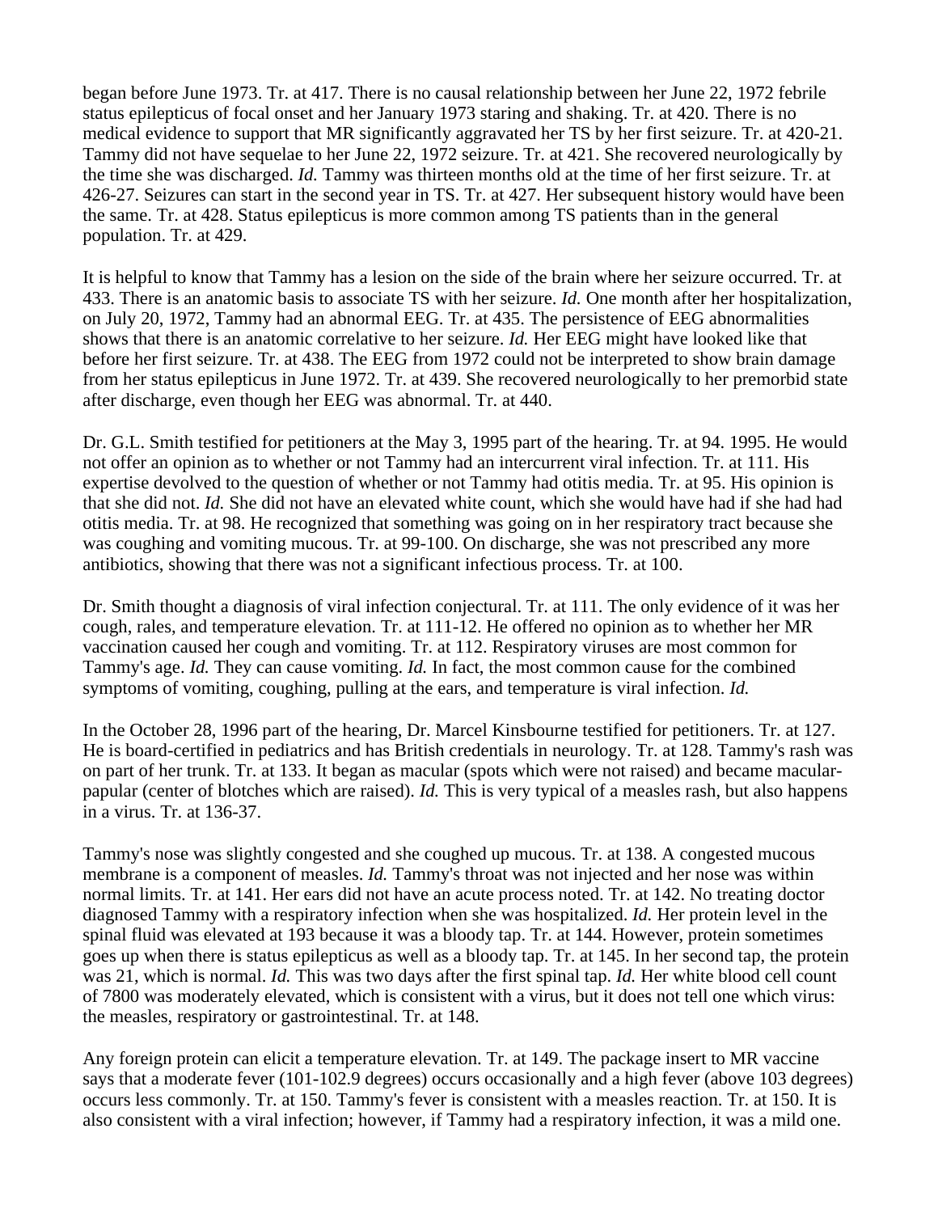began before June 1973. Tr. at 417. There is no causal relationship between her June 22, 1972 febrile status epilepticus of focal onset and her January 1973 staring and shaking. Tr. at 420. There is no medical evidence to support that MR significantly aggravated her TS by her first seizure. Tr. at 420-21. Tammy did not have sequelae to her June 22, 1972 seizure. Tr. at 421. She recovered neurologically by the time she was discharged. *Id.* Tammy was thirteen months old at the time of her first seizure. Tr. at 426-27. Seizures can start in the second year in TS. Tr. at 427. Her subsequent history would have been the same. Tr. at 428. Status epilepticus is more common among TS patients than in the general population. Tr. at 429.

It is helpful to know that Tammy has a lesion on the side of the brain where her seizure occurred. Tr. at 433. There is an anatomic basis to associate TS with her seizure. *Id.* One month after her hospitalization, on July 20, 1972, Tammy had an abnormal EEG. Tr. at 435. The persistence of EEG abnormalities shows that there is an anatomic correlative to her seizure. *Id.* Her EEG might have looked like that before her first seizure. Tr. at 438. The EEG from 1972 could not be interpreted to show brain damage from her status epilepticus in June 1972. Tr. at 439. She recovered neurologically to her premorbid state after discharge, even though her EEG was abnormal. Tr. at 440.

Dr. G.L. Smith testified for petitioners at the May 3, 1995 part of the hearing. Tr. at 94. 1995. He would not offer an opinion as to whether or not Tammy had an intercurrent viral infection. Tr. at 111. His expertise devolved to the question of whether or not Tammy had otitis media. Tr. at 95. His opinion is that she did not. *Id.* She did not have an elevated white count, which she would have had if she had had otitis media. Tr. at 98. He recognized that something was going on in her respiratory tract because she was coughing and vomiting mucous. Tr. at 99-100. On discharge, she was not prescribed any more antibiotics, showing that there was not a significant infectious process. Tr. at 100.

Dr. Smith thought a diagnosis of viral infection conjectural. Tr. at 111. The only evidence of it was her cough, rales, and temperature elevation. Tr. at 111-12. He offered no opinion as to whether her MR vaccination caused her cough and vomiting. Tr. at 112. Respiratory viruses are most common for Tammy's age. *Id.* They can cause vomiting. *Id.* In fact, the most common cause for the combined symptoms of vomiting, coughing, pulling at the ears, and temperature is viral infection. *Id.*

In the October 28, 1996 part of the hearing, Dr. Marcel Kinsbourne testified for petitioners. Tr. at 127. He is board-certified in pediatrics and has British credentials in neurology. Tr. at 128. Tammy's rash was on part of her trunk. Tr. at 133. It began as macular (spots which were not raised) and became macular-papular (center of blotches which are raised). *Id.* This is very typical of a measles rash, but also happens in a virus. Tr. at 136-37.

Tammy's nose was slightly congested and she coughed up mucous. Tr. at 138. A congested mucous membrane is a component of measles. *Id.* Tammy's throat was not injected and her nose was within normal limits. Tr. at 141. Her ears did not have an acute process noted. Tr. at 142. No treating doctor diagnosed Tammy with a respiratory infection when she was hospitalized. *Id.* Her protein level in the spinal fluid was elevated at 193 because it was a bloody tap. Tr. at 144. However, protein sometimes goes up when there is status epilepticus as well as a bloody tap. Tr. at 145. In her second tap, the protein was 21, which is normal. *Id.* This was two days after the first spinal tap. *Id.* Her white blood cell count of 7800 was moderately elevated, which is consistent with a virus, but it does not tell one which virus: the measles, respiratory or gastrointestinal. Tr. at 148.

Any foreign protein can elicit a temperature elevation. Tr. at 149. The package insert to MR vaccine says that a moderate fever (101-102.9 degrees) occurs occasionally and a high fever (above 103 degrees) occurs less commonly. Tr. at 150. Tammy's fever is consistent with a measles reaction. Tr. at 150. It is also consistent with a viral infection; however, if Tammy had a respiratory infection, it was a mild one.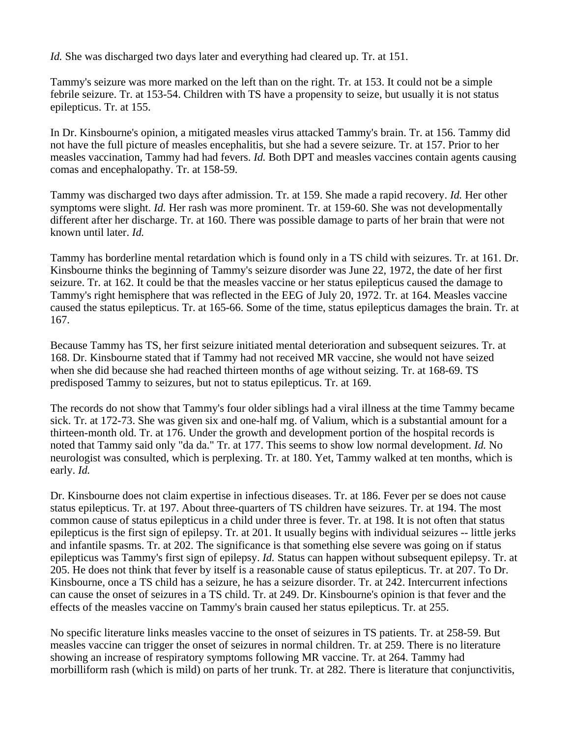*Id.* She was discharged two days later and everything had cleared up. Tr. at 151.

Tammy's seizure was more marked on the left than on the right. Tr. at 153. It could not be a simple febrile seizure. Tr. at 153-54. Children with TS have a propensity to seize, but usually it is not status epilepticus. Tr. at 155.

In Dr. Kinsbourne's opinion, a mitigated measles virus attacked Tammy's brain. Tr. at 156. Tammy did not have the full picture of measles encephalitis, but she had a severe seizure. Tr. at 157. Prior to her measles vaccination, Tammy had had fevers. *Id.* Both DPT and measles vaccines contain agents causing comas and encephalopathy. Tr. at 158-59.

Tammy was discharged two days after admission. Tr. at 159. She made a rapid recovery. *Id.* Her other symptoms were slight. *Id.* Her rash was more prominent. Tr. at 159-60. She was not developmentally different after her discharge. Tr. at 160. There was possible damage to parts of her brain that were not known until later. *Id.*

Tammy has borderline mental retardation which is found only in a TS child with seizures. Tr. at 161. Dr. Kinsbourne thinks the beginning of Tammy's seizure disorder was June 22, 1972, the date of her first seizure. Tr. at 162. It could be that the measles vaccine or her status epilepticus caused the damage to Tammy's right hemisphere that was reflected in the EEG of July 20, 1972. Tr. at 164. Measles vaccine caused the status epilepticus. Tr. at 165-66. Some of the time, status epilepticus damages the brain. Tr. at 167.

Because Tammy has TS, her first seizure initiated mental deterioration and subsequent seizures. Tr. at 168. Dr. Kinsbourne stated that if Tammy had not received MR vaccine, she would not have seized when she did because she had reached thirteen months of age without seizing. Tr. at 168-69. TS predisposed Tammy to seizures, but not to status epilepticus. Tr. at 169.

The records do not show that Tammy's four older siblings had a viral illness at the time Tammy became sick. Tr. at 172-73. She was given six and one-half mg. of Valium, which is a substantial amount for a thirteen-month old. Tr. at 176. Under the growth and development portion of the hospital records is noted that Tammy said only "da da." Tr. at 177. This seems to show low normal development. *Id.* No neurologist was consulted, which is perplexing. Tr. at 180. Yet, Tammy walked at ten months, which is early. *Id.*

Dr. Kinsbourne does not claim expertise in infectious diseases. Tr. at 186. Fever per se does not cause status epilepticus. Tr. at 197. About three-quarters of TS children have seizures. Tr. at 194. The most common cause of status epilepticus in a child under three is fever. Tr. at 198. It is not often that status epilepticus is the first sign of epilepsy. Tr. at 201. It usually begins with individual seizures -- little jerks and infantile spasms. Tr. at 202. The significance is that something else severe was going on if status epilepticus was Tammy's first sign of epilepsy. *Id.* Status can happen without subsequent epilepsy. Tr. at 205. He does not think that fever by itself is a reasonable cause of status epilepticus. Tr. at 207. To Dr. Kinsbourne, once a TS child has a seizure, he has a seizure disorder. Tr. at 242. Intercurrent infections can cause the onset of seizures in a TS child. Tr. at 249. Dr. Kinsbourne's opinion is that fever and the effects of the measles vaccine on Tammy's brain caused her status epilepticus. Tr. at 255.

No specific literature links measles vaccine to the onset of seizures in TS patients. Tr. at 258-59. But measles vaccine can trigger the onset of seizures in normal children. Tr. at 259. There is no literature showing an increase of respiratory symptoms following MR vaccine. Tr. at 264. Tammy had morbilliform rash (which is mild) on parts of her trunk. Tr. at 282. There is literature that conjunctivitis,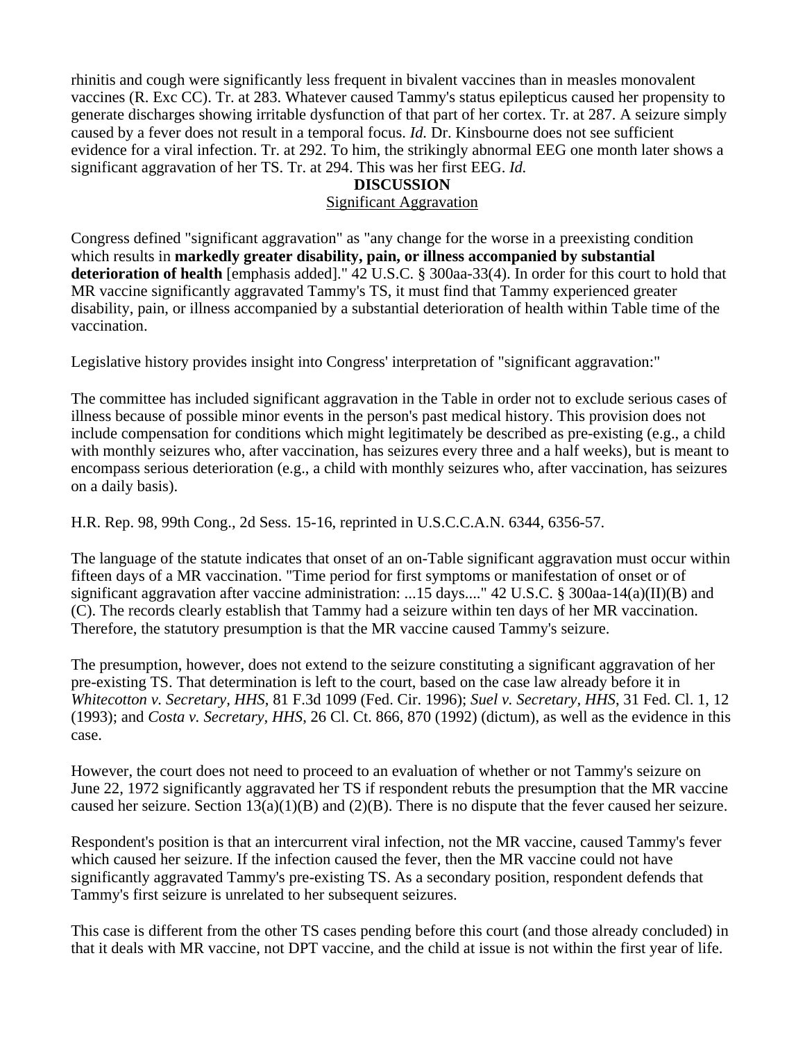rhinitis and cough were significantly less frequent in bivalent vaccines than in measles monovalent vaccines (R. Exc CC). Tr. at 283. Whatever caused Tammy's status epilepticus caused her propensity to generate discharges showing irritable dysfunction of that part of her cortex. Tr. at 287. A seizure simply caused by a fever does not result in a temporal focus. *Id.* Dr. Kinsbourne does not see sufficient evidence for a viral infection. Tr. at 292. To him, the strikingly abnormal EEG one month later shows a significant aggravation of her TS. Tr. at 294. This was her first EEG. *Id.*

## DISCUSSION

### Significant Aggravation

Congress defined "significant aggravation" as "any change for the worse in a preexisting condition which results in **markedly greater disability, pain, or illness accompanied by substantial deterioration of health** [emphasis added]." 42 U.S.C. § 300aa-33(4). In order for this court to hold that MR vaccine significantly aggravated Tammy's TS, it must find that Tammy experienced greater disability, pain, or illness accompanied by a substantial deterioration of health within Table time of the vaccination.

Legislative history provides insight into Congress' interpretation of "significant aggravation:"

The committee has included significant aggravation in the Table in order not to exclude serious cases of illness because of possible minor events in the person's past medical history. This provision does not include compensation for conditions which might legitimately be described as pre-existing (e.g., a child with monthly seizures who, after vaccination, has seizures every three and a half weeks), but is meant to encompass serious deterioration (e.g., a child with monthly seizures who, after vaccination, has seizures on a daily basis).

H.R. Rep. 98, 99th Cong., 2d Sess. 15-16, reprinted in U.S.C.C.A.N. 6344, 6356-57.

The language of the statute indicates that onset of an on-Table significant aggravation must occur within fifteen days of a MR vaccination. "Time period for first symptoms or manifestation of onset or of significant aggravation after vaccine administration: ...15 days...." 42 U.S.C. § 300aa-14(a)(II)(B) and (C). The records clearly establish that Tammy had a seizure within ten days of her MR vaccination. Therefore, the statutory presumption is that the MR vaccine caused Tammy's seizure.

The presumption, however, does not extend to the seizure constituting a significant aggravation of her pre-existing TS. That determination is left to the court, based on the case law already before it in *Whitecotton v. Secretary, HHS*, 81 F.3d 1099 (Fed. Cir. 1996); *Suel v. Secretary, HHS*, 31 Fed. Cl. 1, 12 (1993); and *Costa v. Secretary, HHS*, 26 Cl. Ct. 866, 870 (1992) (dictum), as well as the evidence in this case.

However, the court does not need to proceed to an evaluation of whether or not Tammy's seizure on June 22, 1972 significantly aggravated her TS if respondent rebuts the presumption that the MR vaccine caused her seizure. Section 13(a)(1)(B) and (2)(B). There is no dispute that the fever caused her seizure.

Respondent's position is that an intercurrent viral infection, not the MR vaccine, caused Tammy's fever which caused her seizure. If the infection caused the fever, then the MR vaccine could not have significantly aggravated Tammy's pre-existing TS. As a secondary position, respondent defends that Tammy's first seizure is unrelated to her subsequent seizures.

This case is different from the other TS cases pending before this court (and those already concluded) in that it deals with MR vaccine, not DPT vaccine, and the child at issue is not within the first year of life.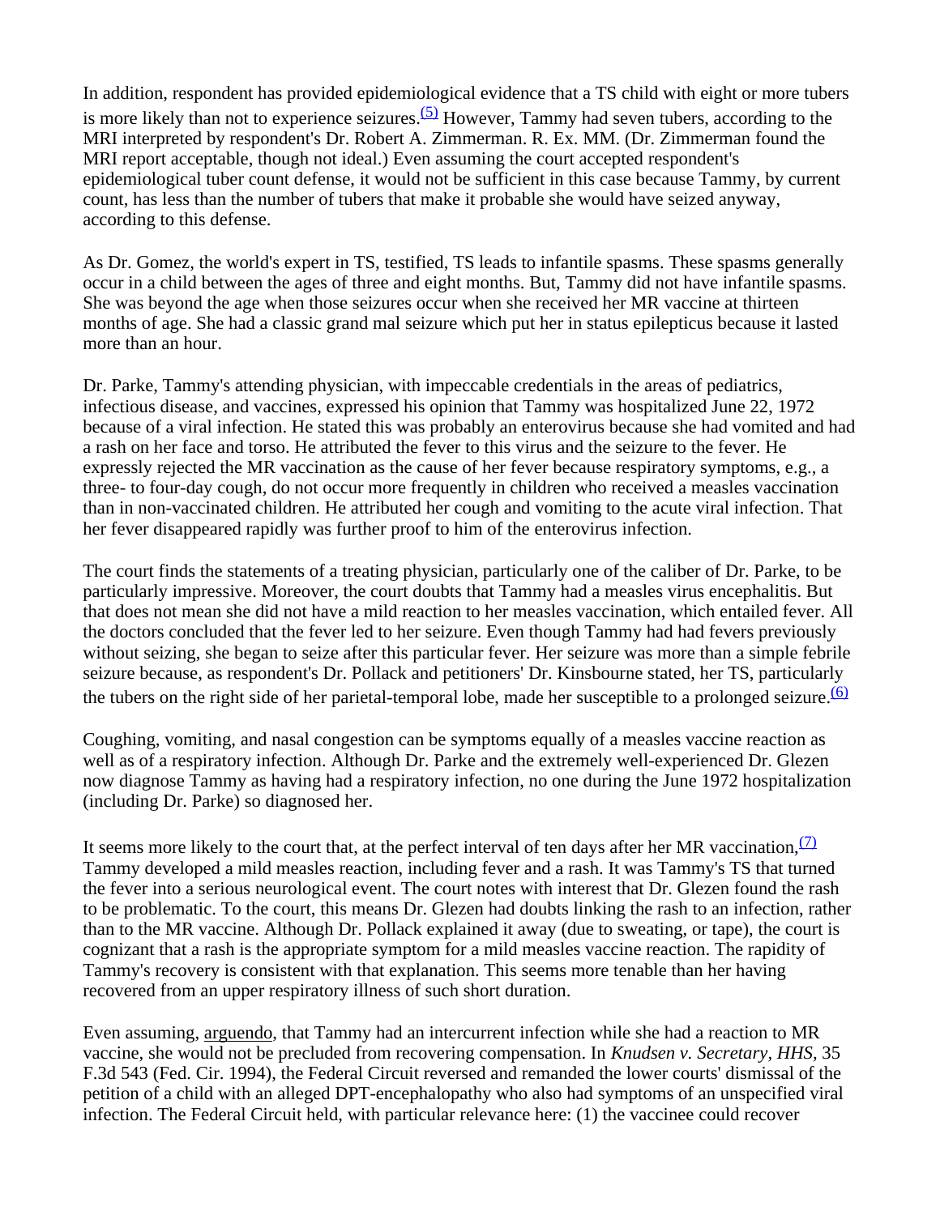In addition, respondent has provided epidemiological evidence that a TS child with eight or more tubers is more likely than not to experience seizures.[(5)] However, Tammy had seven tubers, according to the MRI interpreted by respondent's Dr. Robert A. Zimmerman. R. Ex. MM. (Dr. Zimmerman found the MRI report acceptable, though not ideal.) Even assuming the court accepted respondent's epidemiological tuber count defense, it would not be sufficient in this case because Tammy, by current count, has less than the number of tubers that make it probable she would have seized anyway, according to this defense.

As Dr. Gomez, the world's expert in TS, testified, TS leads to infantile spasms. These spasms generally occur in a child between the ages of three and eight months. But, Tammy did not have infantile spasms. She was beyond the age when those seizures occur when she received her MR vaccine at thirteen months of age. She had a classic grand mal seizure which put her in status epilepticus because it lasted more than an hour.

Dr. Parke, Tammy's attending physician, with impeccable credentials in the areas of pediatrics, infectious disease, and vaccines, expressed his opinion that Tammy was hospitalized June 22, 1972 because of a viral infection. He stated this was probably an enterovirus because she had vomited and had a rash on her face and torso. He attributed the fever to this virus and the seizure to the fever. He expressly rejected the MR vaccination as the cause of her fever because respiratory symptoms, e.g., a three- to four-day cough, do not occur more frequently in children who received a measles vaccination than in non-vaccinated children. He attributed her cough and vomiting to the acute viral infection. That her fever disappeared rapidly was further proof to him of the enterovirus infection.

The court finds the statements of a treating physician, particularly one of the caliber of Dr. Parke, to be particularly impressive. Moreover, the court doubts that Tammy had a measles virus encephalitis. But that does not mean she did not have a mild reaction to her measles vaccination, which entailed fever. All the doctors concluded that the fever led to her seizure. Even though Tammy had had fevers previously without seizing, she began to seize after this particular fever. Her seizure was more than a simple febrile seizure because, as respondent's Dr. Pollack and petitioners' Dr. Kinsbourne stated, her TS, particularly the tubers on the right side of her parietal-temporal lobe, made her susceptible to a prolonged seizure.[(6)]

Coughing, vomiting, and nasal congestion can be symptoms equally of a measles vaccine reaction as well as of a respiratory infection. Although Dr. Parke and the extremely well-experienced Dr. Glezen now diagnose Tammy as having had a respiratory infection, no one during the June 1972 hospitalization (including Dr. Parke) so diagnosed her.

It seems more likely to the court that, at the perfect interval of ten days after her MR vaccination,[(7)] Tammy developed a mild measles reaction, including fever and a rash. It was Tammy's TS that turned the fever into a serious neurological event. The court notes with interest that Dr. Glezen found the rash to be problematic. To the court, this means Dr. Glezen had doubts linking the rash to an infection, rather than to the MR vaccine. Although Dr. Pollack explained it away (due to sweating, or tape), the court is cognizant that a rash is the appropriate symptom for a mild measles vaccine reaction. The rapidity of Tammy's recovery is consistent with that explanation. This seems more tenable than her having recovered from an upper respiratory illness of such short duration.

Even assuming, arguendo, that Tammy had an intercurrent infection while she had a reaction to MR vaccine, she would not be precluded from recovering compensation. In *Knudsen v. Secretary, HHS*, 35 F.3d 543 (Fed. Cir. 1994), the Federal Circuit reversed and remanded the lower courts' dismissal of the petition of a child with an alleged DPT-encephalopathy who also had symptoms of an unspecified viral infection. The Federal Circuit held, with particular relevance here: (1) the vaccinee could recover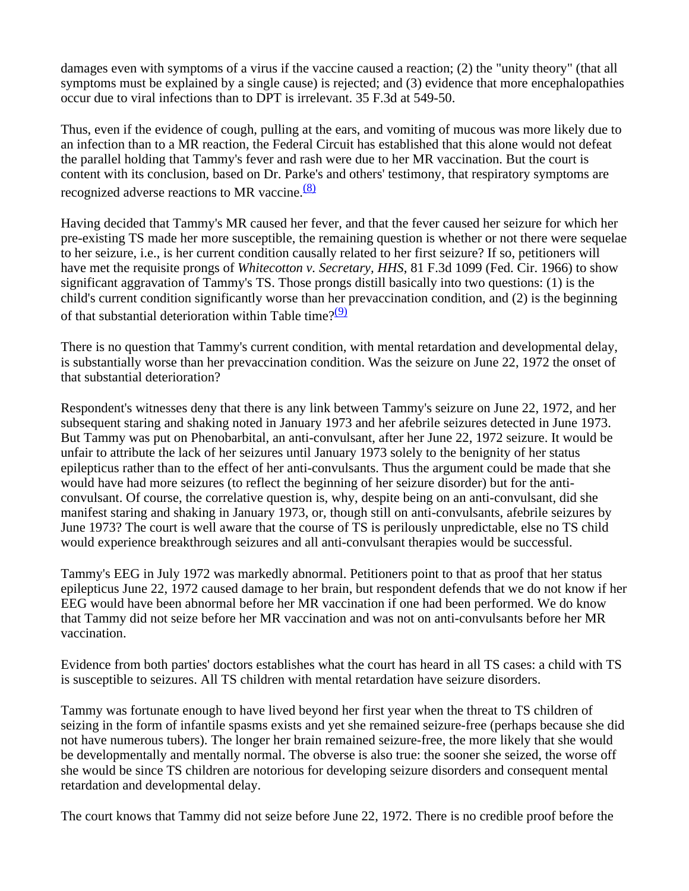damages even with symptoms of a virus if the vaccine caused a reaction; (2) the "unity theory" (that all symptoms must be explained by a single cause) is rejected; and (3) evidence that more encephalopathies occur due to viral infections than to DPT is irrelevant. 35 F.3d at 549-50.

Thus, even if the evidence of cough, pulling at the ears, and vomiting of mucous was more likely due to an infection than to a MR reaction, the Federal Circuit has established that this alone would not defeat the parallel holding that Tammy's fever and rash were due to her MR vaccination. But the court is content with its conclusion, based on Dr. Parke's and others' testimony, that respiratory symptoms are recognized adverse reactions to MR vaccine.[(8)]

Having decided that Tammy's MR caused her fever, and that the fever caused her seizure for which her pre-existing TS made her more susceptible, the remaining question is whether or not there were sequelae to her seizure, i.e., is her current condition causally related to her first seizure? If so, petitioners will have met the requisite prongs of *Whitecotton v. Secretary, HHS*, 81 F.3d 1099 (Fed. Cir. 1966) to show significant aggravation of Tammy's TS. Those prongs distill basically into two questions: (1) is the child's current condition significantly worse than her prevaccination condition, and (2) is the beginning of that substantial deterioration within Table time?[(9)]

There is no question that Tammy's current condition, with mental retardation and developmental delay, is substantially worse than her prevaccination condition. Was the seizure on June 22, 1972 the onset of that substantial deterioration?

Respondent's witnesses deny that there is any link between Tammy's seizure on June 22, 1972, and her subsequent staring and shaking noted in January 1973 and her afebrile seizures detected in June 1973. But Tammy was put on Phenobarbital, an anti-convulsant, after her June 22, 1972 seizure. It would be unfair to attribute the lack of her seizures until January 1973 solely to the benignity of her status epilepticus rather than to the effect of her anti-convulsants. Thus the argument could be made that she would have had more seizures (to reflect the beginning of her seizure disorder) but for the anti-convulsant. Of course, the correlative question is, why, despite being on an anti-convulsant, did she manifest staring and shaking in January 1973, or, though still on anti-convulsants, afebrile seizures by June 1973? The court is well aware that the course of TS is perilously unpredictable, else no TS child would experience breakthrough seizures and all anti-convulsant therapies would be successful.

Tammy's EEG in July 1972 was markedly abnormal. Petitioners point to that as proof that her status epilepticus June 22, 1972 caused damage to her brain, but respondent defends that we do not know if her EEG would have been abnormal before her MR vaccination if one had been performed. We do know that Tammy did not seize before her MR vaccination and was not on anti-convulsants before her MR vaccination.

Evidence from both parties' doctors establishes what the court has heard in all TS cases: a child with TS is susceptible to seizures. All TS children with mental retardation have seizure disorders.

Tammy was fortunate enough to have lived beyond her first year when the threat to TS children of seizing in the form of infantile spasms exists and yet she remained seizure-free (perhaps because she did not have numerous tubers). The longer her brain remained seizure-free, the more likely that she would be developmentally and mentally normal. The obverse is also true: the sooner she seized, the worse off she would be since TS children are notorious for developing seizure disorders and consequent mental retardation and developmental delay.

The court knows that Tammy did not seize before June 22, 1972. There is no credible proof before the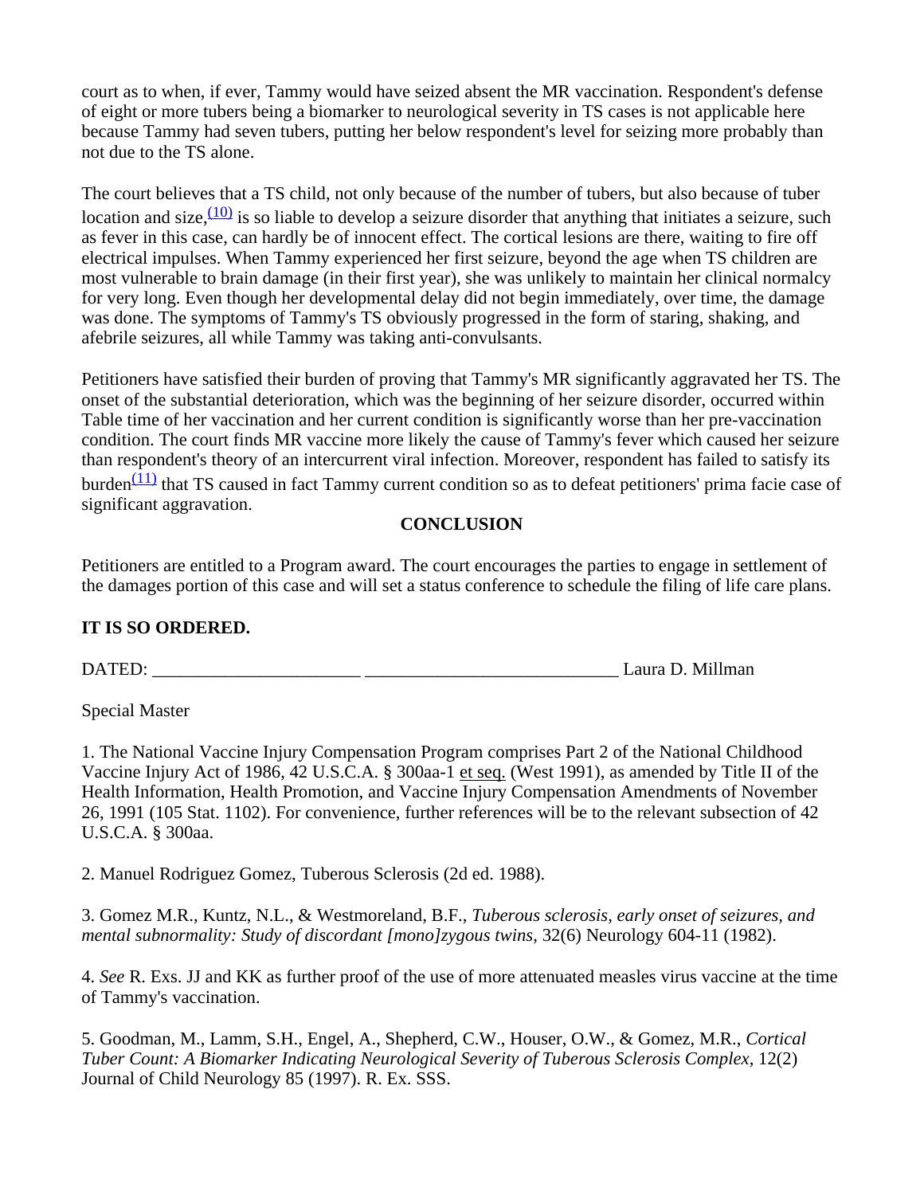court as to when, if ever, Tammy would have seized absent the MR vaccination. Respondent's defense of eight or more tubers being a biomarker to neurological severity in TS cases is not applicable here because Tammy had seven tubers, putting her below respondent's level for seizing more probably than not due to the TS alone.

The court believes that a TS child, not only because of the number of tubers, but also because of tuber location and size,[(10)] is so liable to develop a seizure disorder that anything that initiates a seizure, such as fever in this case, can hardly be of innocent effect. The cortical lesions are there, waiting to fire off electrical impulses. When Tammy experienced her first seizure, beyond the age when TS children are most vulnerable to brain damage (in their first year), she was unlikely to maintain her clinical normalcy for very long. Even though her developmental delay did not begin immediately, over time, the damage was done. The symptoms of Tammy's TS obviously progressed in the form of staring, shaking, and afebrile seizures, all while Tammy was taking anti-convulsants.

Petitioners have satisfied their burden of proving that Tammy's MR significantly aggravated her TS. The onset of the substantial deterioration, which was the beginning of her seizure disorder, occurred within Table time of her vaccination and her current condition is significantly worse than her pre-vaccination condition. The court finds MR vaccine more likely the cause of Tammy's fever which caused her seizure than respondent's theory of an intercurrent viral infection. Moreover, respondent has failed to satisfy its burden[(11)] that TS caused in fact Tammy current condition so as to defeat petitioners' prima facie case of significant aggravation.

**CONCLUSION**

Petitioners are entitled to a Program award. The court encourages the parties to engage in settlement of the damages portion of this case and will set a status conference to schedule the filing of life care plans.

**IT IS SO ORDERED.**

DATED: ______________________ ___________________________ Laura D. Millman

Special Master

1. The National Vaccine Injury Compensation Program comprises Part 2 of the National Childhood Vaccine Injury Act of 1986, 42 U.S.C.A. § 300aa-1 et seq. (West 1991), as amended by Title II of the Health Information, Health Promotion, and Vaccine Injury Compensation Amendments of November 26, 1991 (105 Stat. 1102). For convenience, further references will be to the relevant subsection of 42 U.S.C.A. § 300aa.

2. Manuel Rodriguez Gomez, Tuberous Sclerosis (2d ed. 1988).

3. Gomez M.R., Kuntz, N.L., & Westmoreland, B.F., *Tuberous sclerosis, early onset of seizures, and mental subnormality: Study of discordant [mono]zygous twins*, 32(6) Neurology 604-11 (1982).

4. *See* R. Exs. JJ and KK as further proof of the use of more attenuated measles virus vaccine at the time of Tammy's vaccination.

5. Goodman, M., Lamm, S.H., Engel, A., Shepherd, C.W., Houser, O.W., & Gomez, M.R., *Cortical Tuber Count: A Biomarker Indicating Neurological Severity of Tuberous Sclerosis Complex*, 12(2) Journal of Child Neurology 85 (1997). R. Ex. SSS.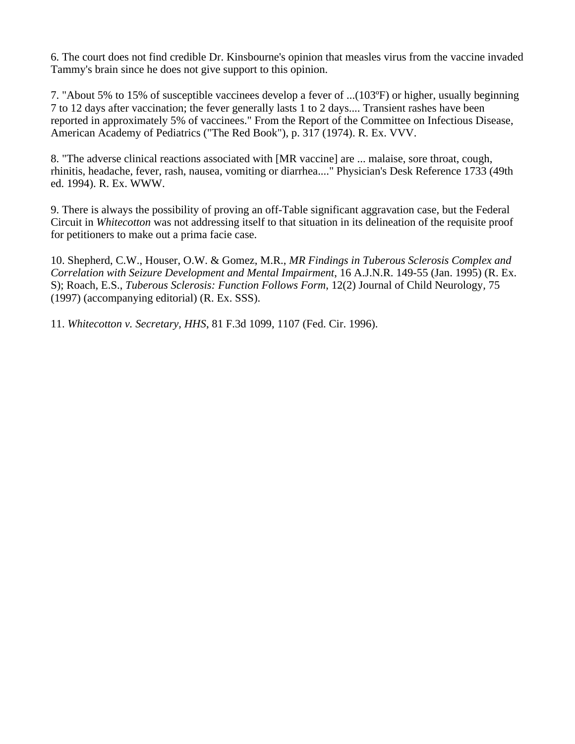6. The court does not find credible Dr. Kinsbourne's opinion that measles virus from the vaccine invaded Tammy's brain since he does not give support to this opinion.

7. "About 5% to 15% of susceptible vaccinees develop a fever of ...(103ºF) or higher, usually beginning 7 to 12 days after vaccination; the fever generally lasts 1 to 2 days.... Transient rashes have been reported in approximately 5% of vaccinees." From the Report of the Committee on Infectious Disease, American Academy of Pediatrics ("The Red Book"), p. 317 (1974). R. Ex. VVV.

8. "The adverse clinical reactions associated with [MR vaccine] are ... malaise, sore throat, cough, rhinitis, headache, fever, rash, nausea, vomiting or diarrhea...." Physician's Desk Reference 1733 (49th ed. 1994). R. Ex. WWW.

9. There is always the possibility of proving an off-Table significant aggravation case, but the Federal Circuit in *Whitecotton* was not addressing itself to that situation in its delineation of the requisite proof for petitioners to make out a prima facie case.

10. Shepherd, C.W., Houser, O.W. & Gomez, M.R., *MR Findings in Tuberous Sclerosis Complex and Correlation with Seizure Development and Mental Impairment*, 16 A.J.N.R. 149-55 (Jan. 1995) (R. Ex. S); Roach, E.S., *Tuberous Sclerosis: Function Follows Form*, 12(2) Journal of Child Neurology, 75 (1997) (accompanying editorial) (R. Ex. SSS).

11. *Whitecotton v. Secretary, HHS*, 81 F.3d 1099, 1107 (Fed. Cir. 1996).